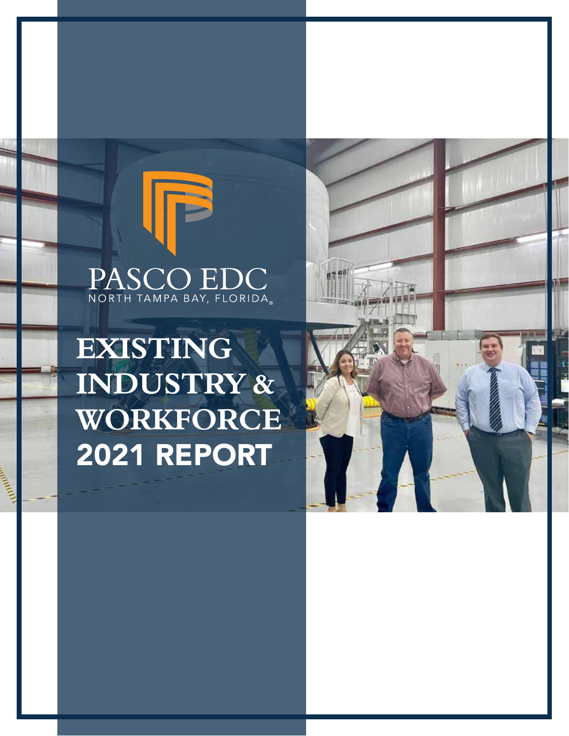PASCO EDC

NORTH TAMPA BAY, FLORIDA®

# EXISTING INDUSTRY & WORKFORCE 2021 REPORT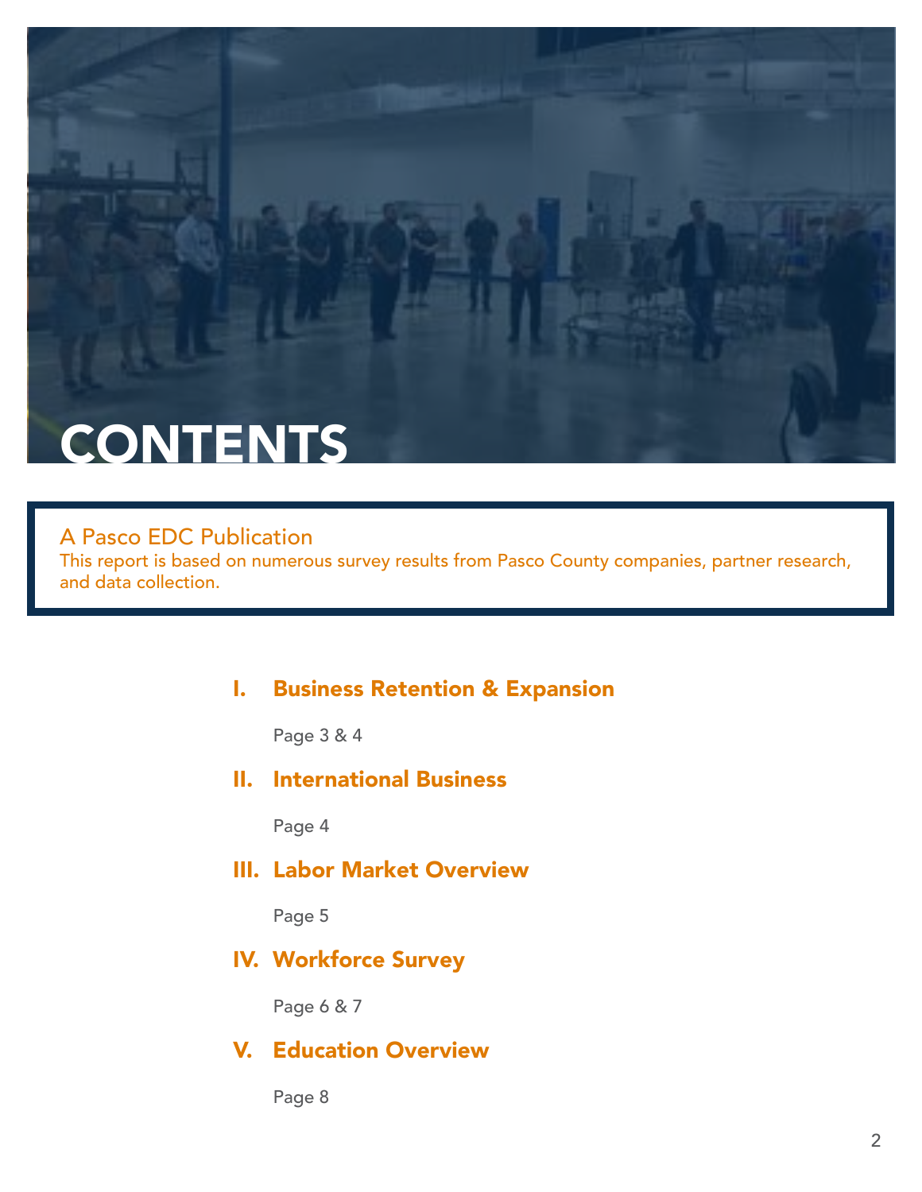# CONTENTS

A Pasco EDC Publication

This report is based on numerous survey results from Pasco County companies, partner research, and data collection.

## I. Business Retention & Expansion

Page 3 & 4

## II. International Business

Page 4

## III. Labor Market Overview

Page 5

## IV. Workforce Survey

Page 6 & 7

## V. Education Overview

Page 8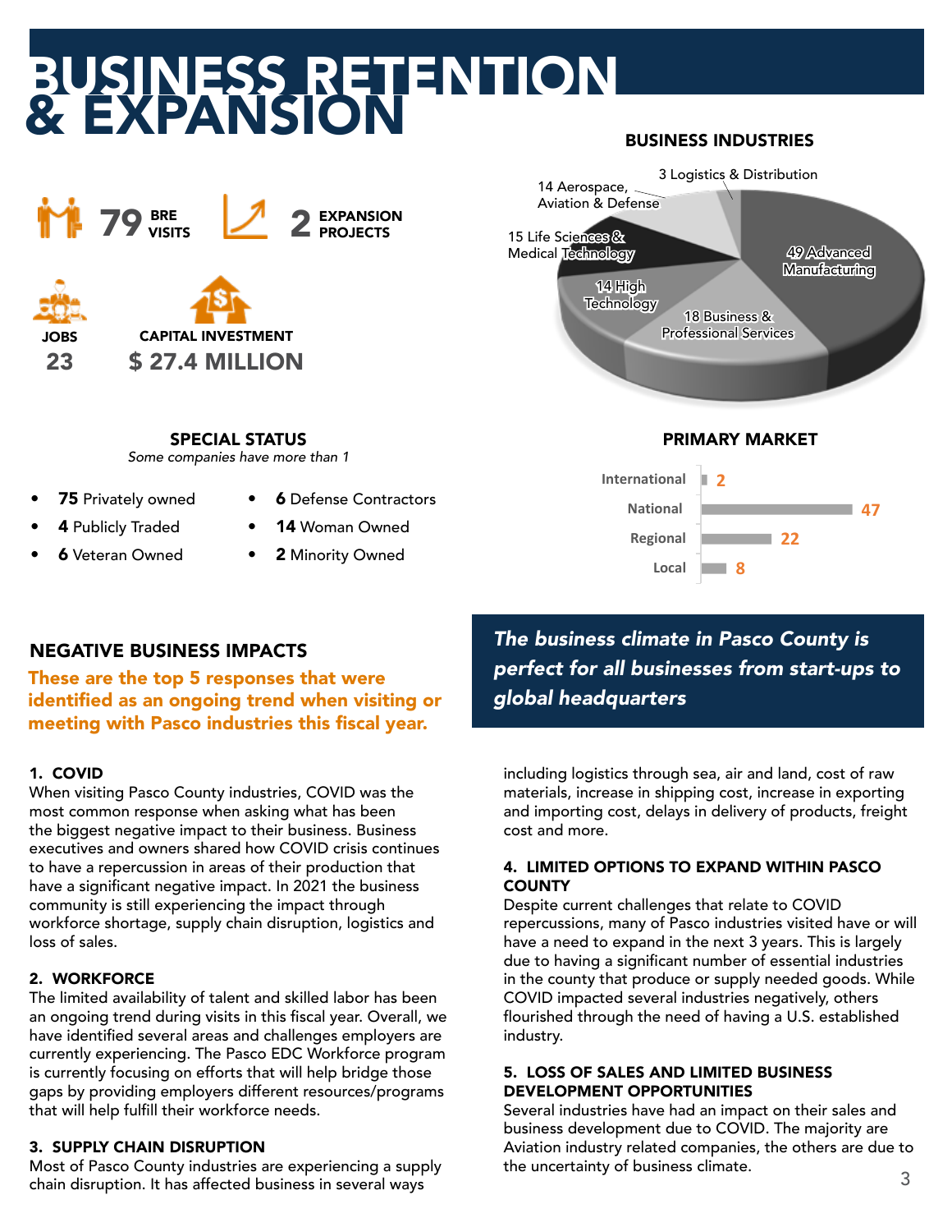# BUSINESS RETENTION & EXPANSION

**79** BRE VISITS

**2** EXPANSION PROJECTS

JOBS
**23**

CAPITAL INVESTMENT
**$ 27.4 MILLION**

## BUSINESS INDUSTRIES

| Industry | Count |
|---|---|
| Advanced Manufacturing | 49 |
| Business & Professional Services | 18 |
| High Technology | 14 |
| Life Sciences & Medical Technology | 15 |
| Aerospace, Aviation & Defense | 14 |
| Logistics & Distribution | 3 |

## SPECIAL STATUS

*Some companies have more than 1*

- **75** Privately owned
- **4** Publicly Traded
- **6** Veteran Owned
- **6** Defense Contractors
- **14** Woman Owned
- **2** Minority Owned

## PRIMARY MARKET

| Market | Count |
|---|---|
| International | 2 |
| National | 47 |
| Regional | 22 |
| Local | 8 |

***The business climate in Pasco County is perfect for all businesses from start-ups to global headquarters***

## NEGATIVE BUSINESS IMPACTS

**These are the top 5 responses that were identified as an ongoing trend when visiting or meeting with Pasco industries this fiscal year.**

### 1. COVID

When visiting Pasco County industries, COVID was the most common response when asking what has been the biggest negative impact to their business. Business executives and owners shared how COVID crisis continues to have a repercussion in areas of their production that have a significant negative impact. In 2021 the business community is still experiencing the impact through workforce shortage, supply chain disruption, logistics and loss of sales.

### 2. WORKFORCE

The limited availability of talent and skilled labor has been an ongoing trend during visits in this fiscal year. Overall, we have identified several areas and challenges employers are currently experiencing. The Pasco EDC Workforce program is currently focusing on efforts that will help bridge those gaps by providing employers different resources/programs that will help fulfill their workforce needs.

### 3. SUPPLY CHAIN DISRUPTION

Most of Pasco County industries are experiencing a supply chain disruption. It has affected business in several ways including logistics through sea, air and land, cost of raw materials, increase in shipping cost, increase in exporting and importing cost, delays in delivery of products, freight cost and more.

### 4. LIMITED OPTIONS TO EXPAND WITHIN PASCO COUNTY

Despite current challenges that relate to COVID repercussions, many of Pasco industries visited have or will have a need to expand in the next 3 years. This is largely due to having a significant number of essential industries in the county that produce or supply needed goods. While COVID impacted several industries negatively, others flourished through the need of having a U.S. established industry.

### 5. LOSS OF SALES AND LIMITED BUSINESS DEVELOPMENT OPPORTUNITIES

Several industries have had an impact on their sales and business development due to COVID. The majority are Aviation industry related companies, the others are due to the uncertainty of business climate.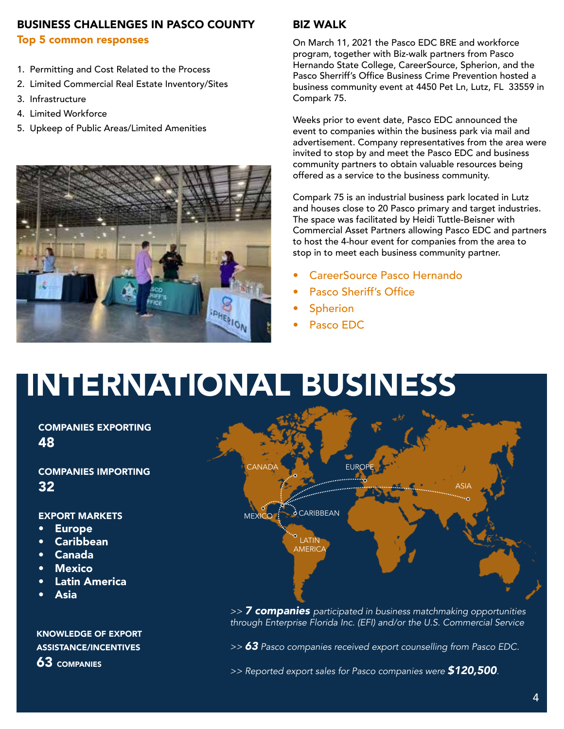## BUSINESS CHALLENGES IN PASCO COUNTY

### Top 5 common responses

1. Permitting and Cost Related to the Process
2. Limited Commercial Real Estate Inventory/Sites
3. Infrastructure
4. Limited Workforce
5. Upkeep of Public Areas/Limited Amenities

## BIZ WALK

On March 11, 2021 the Pasco EDC BRE and workforce program, together with Biz-walk partners from Pasco Hernando State College, CareerSource, Spherion, and the Pasco Sherriff's Office Business Crime Prevention hosted a business community event at 4450 Pet Ln, Lutz, FL 33559 in Compark 75.

Weeks prior to event date, Pasco EDC announced the event to companies within the business park via mail and advertisement. Company representatives from the area were invited to stop by and meet the Pasco EDC and business community partners to obtain valuable resources being offered as a service to the business community.

Compark 75 is an industrial business park located in Lutz and houses close to 20 Pasco primary and target industries. The space was facilitated by Heidi Tuttle-Beisner with Commercial Asset Partners allowing Pasco EDC and partners to host the 4-hour event for companies from the area to stop in to meet each business community partner.

- CareerSource Pasco Hernando
- Pasco Sheriff's Office
- Spherion
- Pasco EDC

# INTERNATIONAL BUSINESS

**COMPANIES EXPORTING**
**48**

**COMPANIES IMPORTING**
**32**

**EXPORT MARKETS**

- **Europe**
- **Caribbean**
- **Canada**
- **Mexico**
- **Latin America**
- **Asia**

**KNOWLEDGE OF EXPORT ASSISTANCE/INCENTIVES**
**63** **COMPANIES**

CANADA · EUROPE · ASIA · MEXICO · CARIBBEAN · LATIN AMERICA

*>> **7 companies** participated in business matchmaking opportunities through Enterprise Florida Inc. (EFI) and/or the U.S. Commercial Service*

*>> **63** Pasco companies received export counselling from Pasco EDC.*

*>> Reported export sales for Pasco companies were **$120,500**.*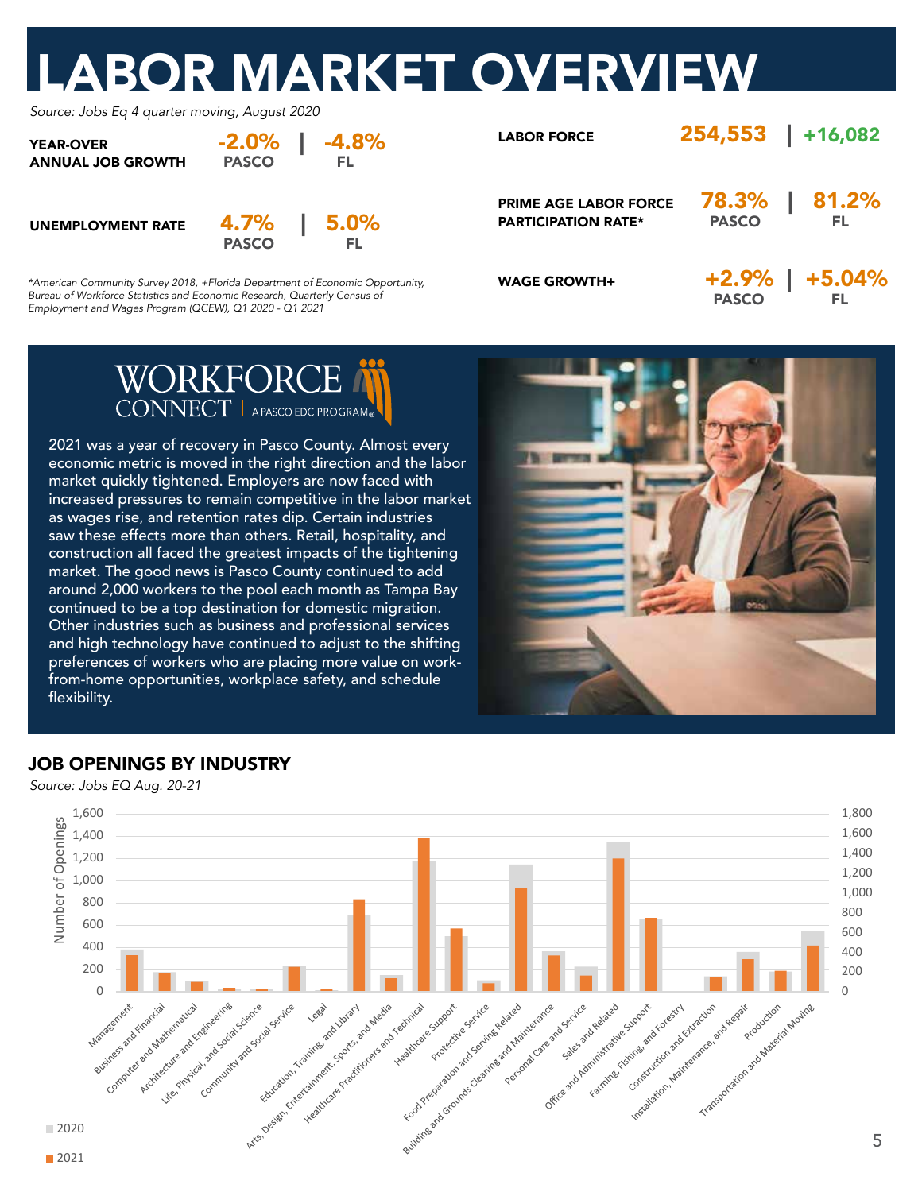# LABOR MARKET OVERVIEW

*Source: Jobs Eq 4 quarter moving, August 2020*

| | Pasco | FL |
|---|---|---|
| **YEAR-OVER ANNUAL JOB GROWTH** | -2.0% | -4.8% |
| **UNEMPLOYMENT RATE** | 4.7% | 5.0% |

*\*American Community Survey 2018, +Florida Department of Economic Opportunity, Bureau of Workforce Statistics and Economic Research, Quarterly Census of Employment and Wages Program (QCEW), Q1 2020 - Q1 2021*

| | | |
|---|---|---|
| **LABOR FORCE** | 254,553 | +16,082 |
| **PRIME AGE LABOR FORCE PARTICIPATION RATE*** | 78.3% PASCO | 81.2% FL |
| **WAGE GROWTH+** | +2.9% PASCO | +5.04% FL |

**WORKFORCE CONNECT** | A PASCO EDC PROGRAM®

2021 was a year of recovery in Pasco County. Almost every economic metric is moved in the right direction and the labor market quickly tightened. Employers are now faced with increased pressures to remain competitive in the labor market as wages rise, and retention rates dip. Certain industries saw these effects more than others. Retail, hospitality, and construction all faced the greatest impacts of the tightening market. The good news is Pasco County continued to add around 2,000 workers to the pool each month as Tampa Bay continued to be a top destination for domestic migration. Other industries such as business and professional services and high technology have continued to adjust to the shifting preferences of workers who are placing more value on work-from-home opportunities, workplace safety, and schedule flexibility.

## JOB OPENINGS BY INDUSTRY

*Source: Jobs EQ Aug. 20-21*

Chart: Number of Openings by industry, 2020 vs 2021 — Management; Business and Financial; Computer and Mathematical; Architecture and Engineering; Life, Physical, and Social Science; Community and Social Service; Legal; Education, Training, and Library; Arts, Design, Entertainment, Sports, and Media; Healthcare Practitioners and Technical; Healthcare Support; Protective Service; Food Preparation and Serving Related; Building and Grounds Cleaning and Maintenance; Personal Care and Service; Sales and Related; Office and Administrative Support; Farming, Fishing, and Forestry; Construction and Extraction; Installation, Maintenance, and Repair; Production; Transportation and Material Moving.

Legend: 2020, 2021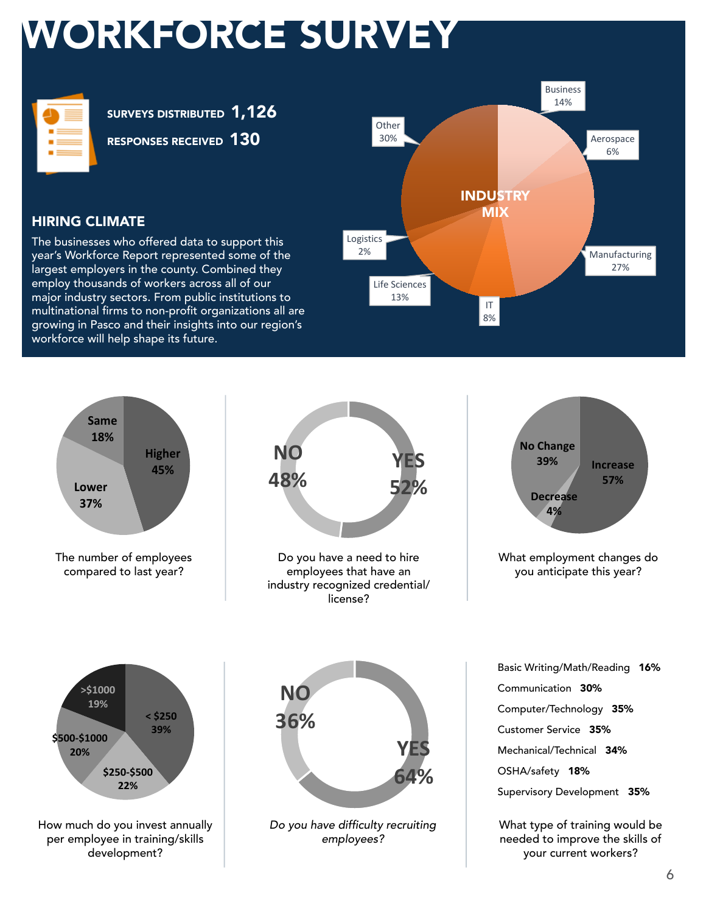# WORKFORCE SURVEY

**SURVEYS DISTRIBUTED 1,126**

**RESPONSES RECEIVED 130**

## HIRING CLIMATE

The businesses who offered data to support this year's Workforce Report represented some of the largest employers in the county. Combined they employ thousands of workers across all of our major industry sectors. From public institutions to multinational firms to non-profit organizations all are growing in Pasco and their insights into our region's workforce will help shape its future.

**INDUSTRY MIX**

| Industry | Share |
|---|---|
| Business | 14% |
| Aerospace | 6% |
| Manufacturing | 27% |
| IT | 8% |
| Life Sciences | 13% |
| Logistics | 2% |
| Other | 30% |

The number of employees compared to last year?

| Response | Share |
|---|---|
| Higher | 45% |
| Lower | 37% |
| Same | 18% |

Do you have a need to hire employees that have an industry recognized credential/license?

| Response | Share |
|---|---|
| YES | 52% |
| NO | 48% |

What employment changes do you anticipate this year?

| Response | Share |
|---|---|
| Increase | 57% |
| No Change | 39% |
| Decrease | 4% |

How much do you invest annually per employee in training/skills development?

| Response | Share |
|---|---|
| < $250 | 39% |
| $250-$500 | 22% |
| $500-$1000 | 20% |
| >$1000 | 19% |

*Do you have difficulty recruiting employees?*

| Response | Share |
|---|---|
| YES | 64% |
| NO | 36% |

What type of training would be needed to improve the skills of your current workers?

- Basic Writing/Math/Reading **16%**
- Communication **30%**
- Computer/Technology **35%**
- Customer Service **35%**
- Mechanical/Technical **34%**
- OSHA/safety **18%**
- Supervisory Development **35%**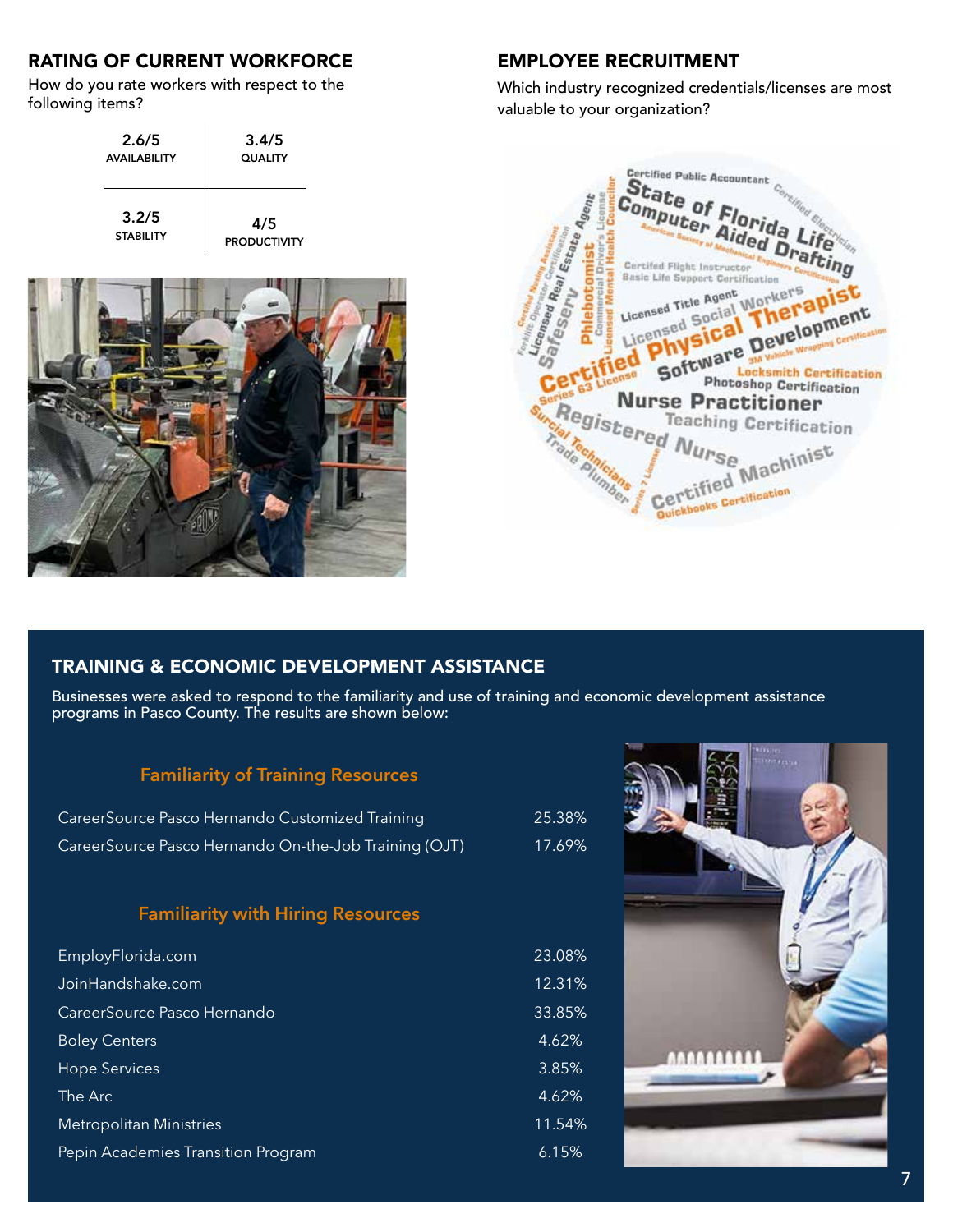## RATING OF CURRENT WORKFORCE

How do you rate workers with respect to the following items?

| 2.6/5 AVAILABILITY | 3.4/5 QUALITY |
| --- | --- |
| 3.2/5 STABILITY | 4/5 PRODUCTIVITY |

## EMPLOYEE RECRUITMENT

Which industry recognized credentials/licenses are most valuable to your organization?

Certified Public Accountant, Certified Electrician, State of Florida Life, Computer Aided Drafting, American Society of Mechanical Engineers Certification, Certifed Flight Instructor, Basic Life Support Certification, Licensed Title Agent, Licensed Social Workers, Physical Therapist, Software Development, 3M Vehicle Wrapping Certification, Locksmith Certification, Photoshop Certification, Certified, Series 63 License, Nurse Practitioner, Teaching Certification, Registered Nurse, Certified Machinist, Quickbooks Certification, Surgical Technicians, Trade Plumber, Series 7 License, Safeserv, Licensed Real Estate Agent, Phlebotomist, Commercial Drivers License, Licensed Mental Health Councilor, Forklift Operator Certification, Certified Nursing Assistant

## TRAINING & ECONOMIC DEVELOPMENT ASSISTANCE

Businesses were asked to respond to the familiarity and use of training and economic development assistance programs in Pasco County. The results are shown below:

### Familiarity of Training Resources

| Resource | Percentage |
| --- | --- |
| CareerSource Pasco Hernando Customized Training | 25.38% |
| CareerSource Pasco Hernando On-the-Job Training (OJT) | 17.69% |

### Familiarity with Hiring Resources

| Resource | Percentage |
| --- | --- |
| EmployFlorida.com | 23.08% |
| JoinHandshake.com | 12.31% |
| CareerSource Pasco Hernando | 33.85% |
| Boley Centers | 4.62% |
| Hope Services | 3.85% |
| The Arc | 4.62% |
| Metropolitan Ministries | 11.54% |
| Pepin Academies Transition Program | 6.15% |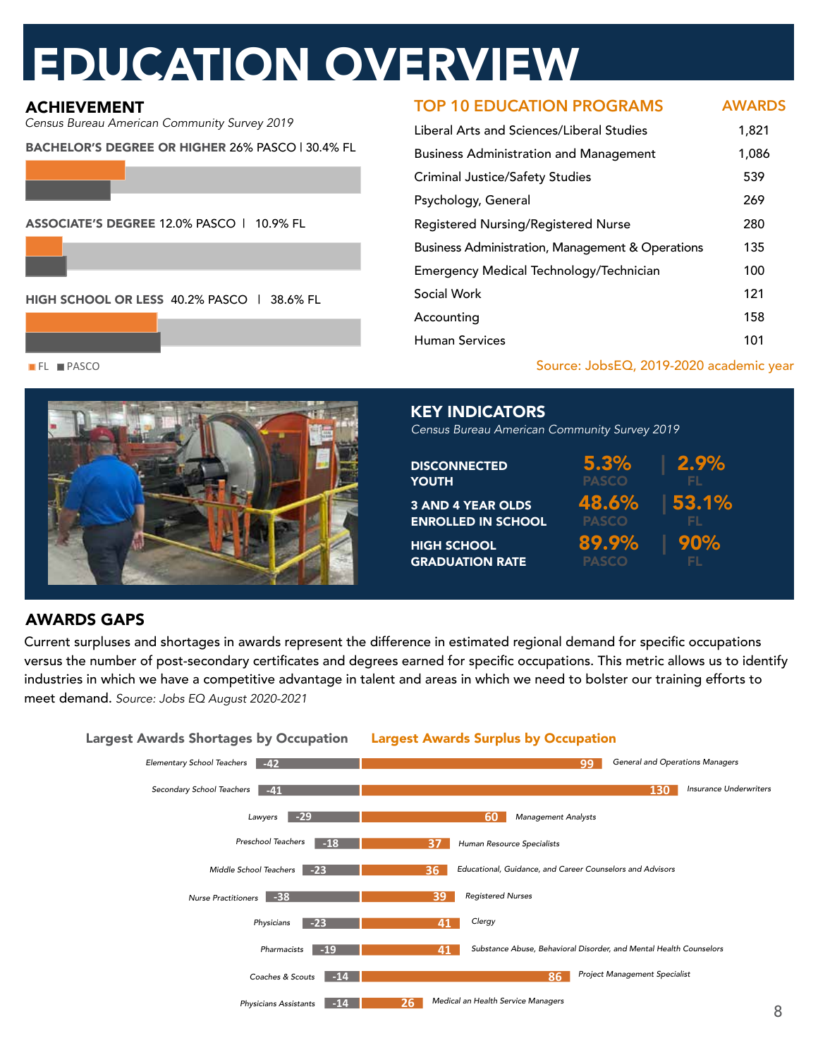# EDUCATION OVERVIEW

## ACHIEVEMENT

*Census Bureau American Community Survey 2019*

**BACHELOR'S DEGREE OR HIGHER** 26% PASCO | 30.4% FL

**ASSOCIATE'S DEGREE** 12.0% PASCO | 10.9% FL

**HIGH SCHOOL OR LESS** 40.2% PASCO | 38.6% FL

FL ■ PASCO

## TOP 10 EDUCATION PROGRAMS

| TOP 10 EDUCATION PROGRAMS | AWARDS |
|---|---|
| Liberal Arts and Sciences/Liberal Studies | 1,821 |
| Business Administration and Management | 1,086 |
| Criminal Justice/Safety Studies | 539 |
| Psychology, General | 269 |
| Registered Nursing/Registered Nurse | 280 |
| Business Administration, Management & Operations | 135 |
| Emergency Medical Technology/Technician | 100 |
| Social Work | 121 |
| Accounting | 158 |
| Human Services | 101 |

Source: JobsEQ, 2019-2020 academic year

## KEY INDICATORS

*Census Bureau American Community Survey 2019*

| | PASCO | FL |
|---|---|---|
| DISCONNECTED YOUTH | 5.3% | 2.9% |
| 3 AND 4 YEAR OLDS ENROLLED IN SCHOOL | 48.6% | 53.1% |
| HIGH SCHOOL GRADUATION RATE | 89.9% | 90% |

## AWARDS GAPS

Current surpluses and shortages in awards represent the difference in estimated regional demand for specific occupations versus the number of post-secondary certificates and degrees earned for specific occupations. This metric allows us to identify industries in which we have a competitive advantage in talent and areas in which we need to bolster our training efforts to meet demand. *Source: Jobs EQ August 2020-2021*

**Largest Awards Shortages by Occupation**

Elementary School Teachers -42
Secondary School Teachers -41
Lawyers -29
Preschool Teachers -18
Middle School Teachers -23
Nurse Practitioners -38
Physicians -23
Pharmacists -19
Coaches & Scouts -14
Physicians Assistants -14

**Largest Awards Surplus by Occupation**

General and Operations Managers 99
Insurance Underwriters 130
Management Analysts 60
Human Resource Specialists 37
Educational, Guidance, and Career Counselors and Advisors 36
Registered Nurses 39
Clergy 41
Substance Abuse, Behavioral Disorder, and Mental Health Counselors 41
Project Management Specialist 86
Medical an Health Service Managers 26